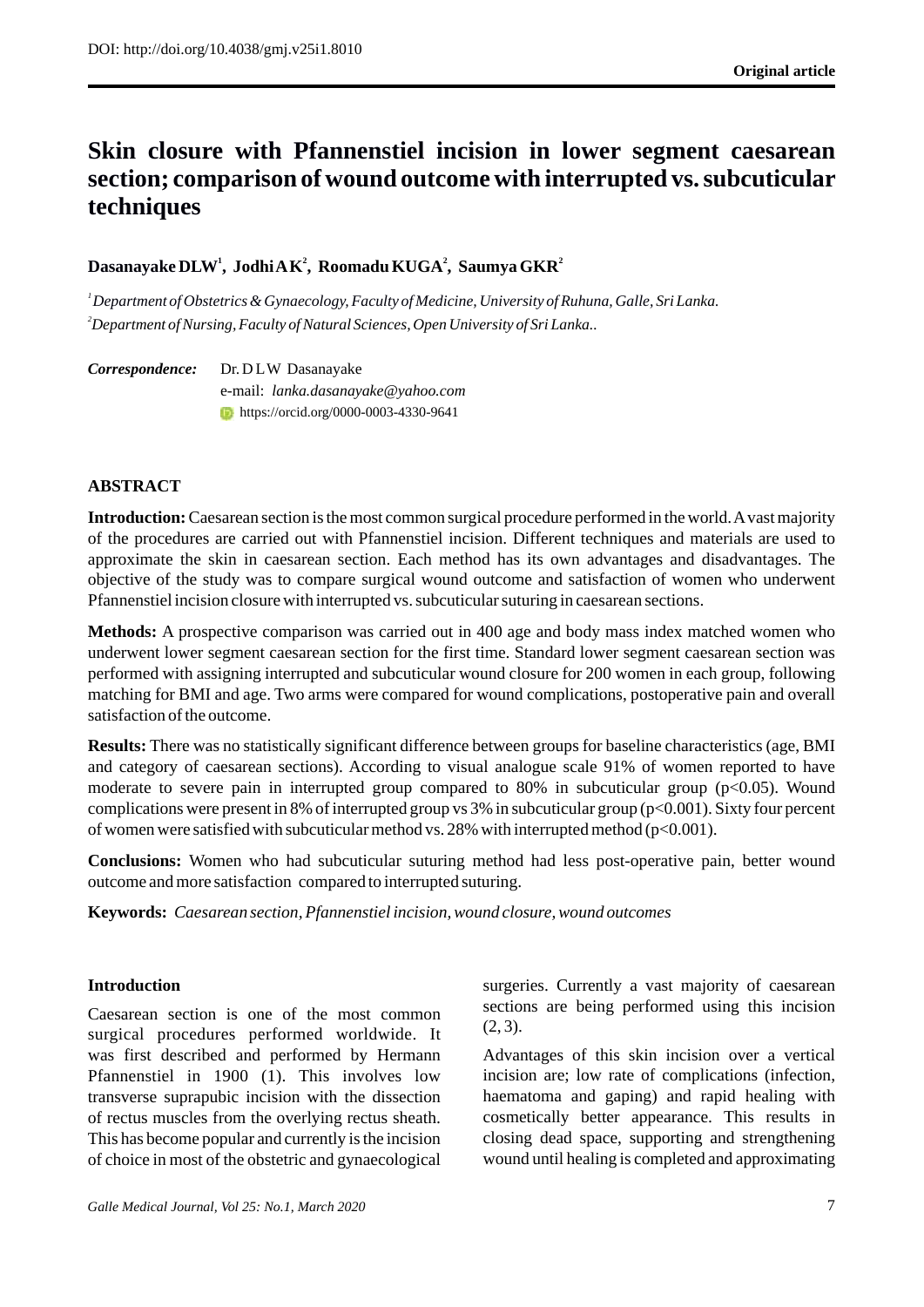DOI: http://doi.org/10.4038/gmj.v25i1.8010

**Original article**

# Skin closure with Pfannenstiel incision in lower segment caesarean section; comparison of wound outcome with interrupted vs. subcuticular techniques

**Dasanayake DLW[1], Jodhi AK[2], Roomadu KUGA[2], Saumya GKR[2]**

[1] *Department of Obstetrics & Gynaecology, Faculty of Medicine, University of Ruhuna, Galle, Sri Lanka.*
[2] *Department of Nursing, Faculty of Natural Sciences, Open University of Sri Lanka..*

***Correspondence:*** Dr. D L W Dasanayake
e-mail: *lanka.dasanayake@yahoo.com*
https://orcid.org/0000-0003-4330-9641

## ABSTRACT

**Introduction:** Caesarean section is the most common surgical procedure performed in the world. A vast majority of the procedures are carried out with Pfannenstiel incision. Different techniques and materials are used to approximate the skin in caesarean section. Each method has its own advantages and disadvantages. The objective of the study was to compare surgical wound outcome and satisfaction of women who underwent Pfannenstiel incision closure with interrupted vs. subcuticular suturing in caesarean sections.

**Methods:** A prospective comparison was carried out in 400 age and body mass index matched women who underwent lower segment caesarean section for the first time. Standard lower segment caesarean section was performed with assigning interrupted and subcuticular wound closure for 200 women in each group, following matching for BMI and age. Two arms were compared for wound complications, postoperative pain and overall satisfaction of the outcome.

**Results:** There was no statistically significant difference between groups for baseline characteristics (age, BMI and category of caesarean sections). According to visual analogue scale 91% of women reported to have moderate to severe pain in interrupted group compared to 80% in subcuticular group ($p<0.05$). Wound complications were present in 8% of interrupted group vs 3% in subcuticular group ($p<0.001$). Sixty four percent of women were satisfied with subcuticular method vs. 28% with interrupted method ($p<0.001$).

**Conclusions:** Women who had subcuticular suturing method had less post-operative pain, better wound outcome and more satisfaction compared to interrupted suturing.

**Keywords:** *Caesarean section, Pfannenstiel incision, wound closure, wound outcomes*

## Introduction

Caesarean section is one of the most common surgical procedures performed worldwide. It was first described and performed by Hermann Pfannenstiel in 1900 (1). This involves low transverse suprapubic incision with the dissection of rectus muscles from the overlying rectus sheath. This has become popular and currently is the incision of choice in most of the obstetric and gynaecological surgeries. Currently a vast majority of caesarean sections are being performed using this incision (2, 3).

Advantages of this skin incision over a vertical incision are; low rate of complications (infection, haematoma and gaping) and rapid healing with cosmetically better appearance. This results in closing dead space, supporting and strengthening wound until healing is completed and approximating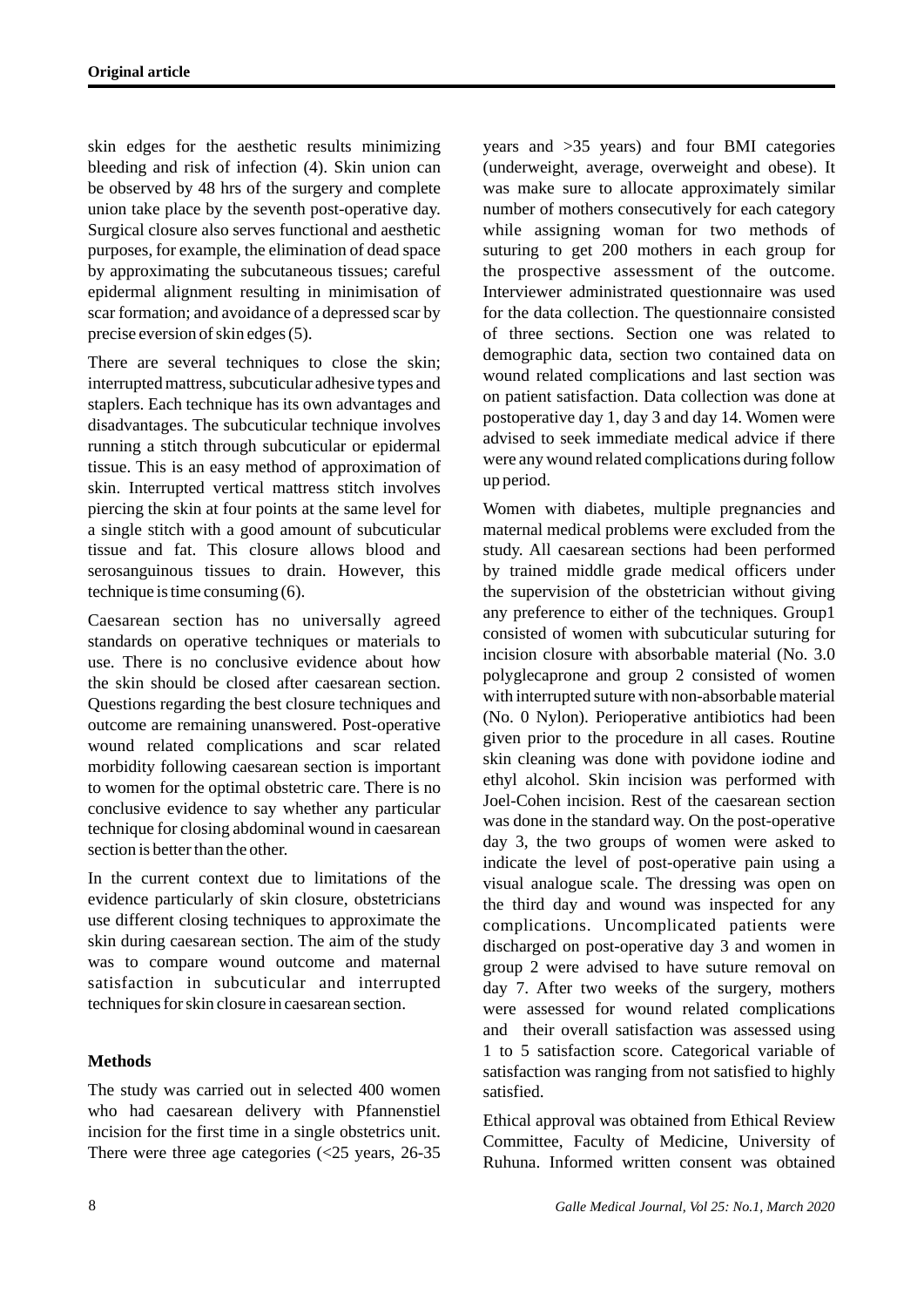skin edges for the aesthetic results minimizing bleeding and risk of infection (4). Skin union can be observed by 48 hrs of the surgery and complete union take place by the seventh post-operative day. Surgical closure also serves functional and aesthetic purposes, for example, the elimination of dead space by approximating the subcutaneous tissues; careful epidermal alignment resulting in minimisation of scar formation; and avoidance of a depressed scar by precise eversion of skin edges (5).

There are several techniques to close the skin; interrupted mattress, subcuticular adhesive types and staplers. Each technique has its own advantages and disadvantages. The subcuticular technique involves running a stitch through subcuticular or epidermal tissue. This is an easy method of approximation of skin. Interrupted vertical mattress stitch involves piercing the skin at four points at the same level for a single stitch with a good amount of subcuticular tissue and fat. This closure allows blood and serosanguinous tissues to drain. However, this technique is time consuming (6).

Caesarean section has no universally agreed standards on operative techniques or materials to use. There is no conclusive evidence about how the skin should be closed after caesarean section. Questions regarding the best closure techniques and outcome are remaining unanswered. Post-operative wound related complications and scar related morbidity following caesarean section is important to women for the optimal obstetric care. There is no conclusive evidence to say whether any particular technique for closing abdominal wound in caesarean section is better than the other.

In the current context due to limitations of the evidence particularly of skin closure, obstetricians use different closing techniques to approximate the skin during caesarean section. The aim of the study was to compare wound outcome and maternal satisfaction in subcuticular and interrupted techniques for skin closure in caesarean section.

## Methods

The study was carried out in selected 400 women who had caesarean delivery with Pfannenstiel incision for the first time in a single obstetrics unit. There were three age categories (<25 years, 26-35 years and >35 years) and four BMI categories (underweight, average, overweight and obese). It was make sure to allocate approximately similar number of mothers consecutively for each category while assigning woman for two methods of suturing to get 200 mothers in each group for the prospective assessment of the outcome. Interviewer administrated questionnaire was used for the data collection. The questionnaire consisted of three sections. Section one was related to demographic data, section two contained data on wound related complications and last section was on patient satisfaction. Data collection was done at postoperative day 1, day 3 and day 14. Women were advised to seek immediate medical advice if there were any wound related complications during follow up period.

Women with diabetes, multiple pregnancies and maternal medical problems were excluded from the study. All caesarean sections had been performed by trained middle grade medical officers under the supervision of the obstetrician without giving any preference to either of the techniques. Group1 consisted of women with subcuticular suturing for incision closure with absorbable material (No. 3.0 polyglecaprone and group 2 consisted of women with interrupted suture with non-absorbable material (No. 0 Nylon). Perioperative antibiotics had been given prior to the procedure in all cases. Routine skin cleaning was done with povidone iodine and ethyl alcohol. Skin incision was performed with Joel-Cohen incision. Rest of the caesarean section was done in the standard way. On the post-operative day 3, the two groups of women were asked to indicate the level of post-operative pain using a visual analogue scale. The dressing was open on the third day and wound was inspected for any complications. Uncomplicated patients were discharged on post-operative day 3 and women in group 2 were advised to have suture removal on day 7. After two weeks of the surgery, mothers were assessed for wound related complications and their overall satisfaction was assessed using 1 to 5 satisfaction score. Categorical variable of satisfaction was ranging from not satisfied to highly satisfied.

Ethical approval was obtained from Ethical Review Committee, Faculty of Medicine, University of Ruhuna. Informed written consent was obtained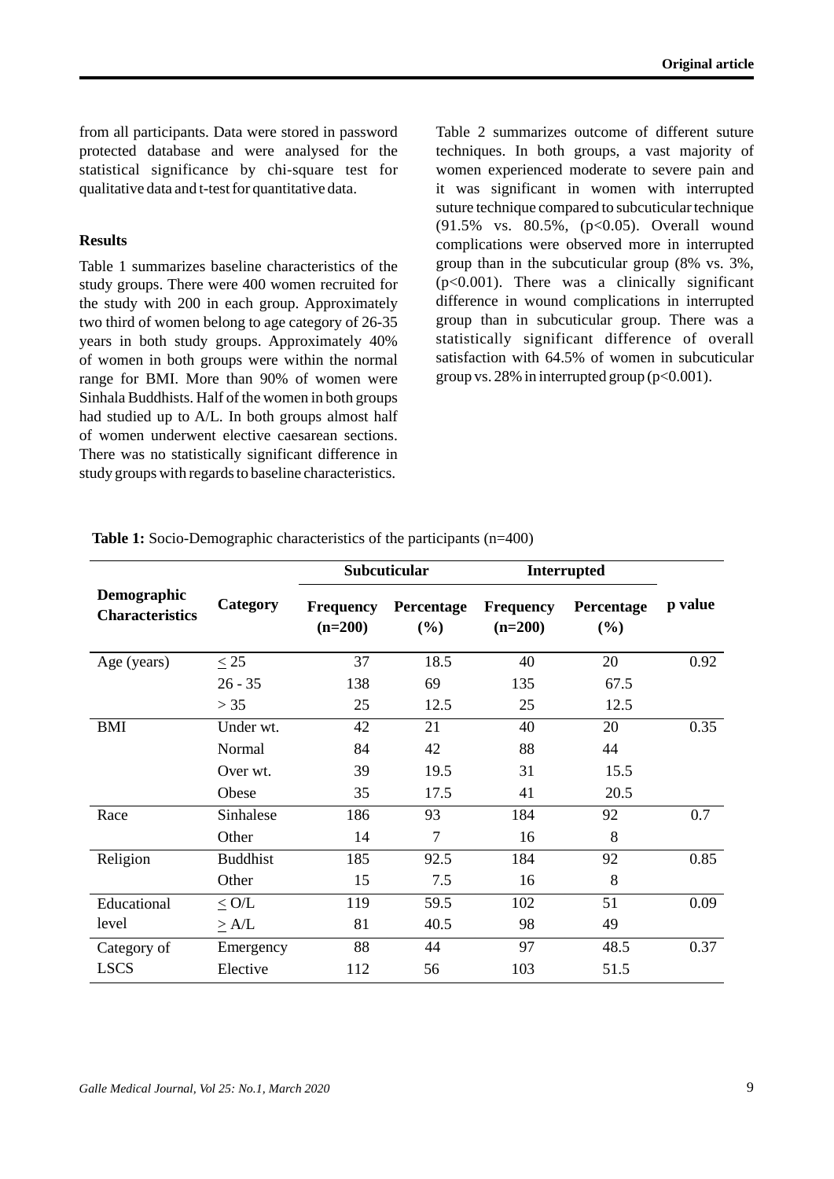from all participants. Data were stored in password protected database and were analysed for the statistical significance by chi-square test for qualitative data and t-test for quantitative data.

### Results

Table 1 summarizes baseline characteristics of the study groups. There were 400 women recruited for the study with 200 in each group. Approximately two third of women belong to age category of 26-35 years in both study groups. Approximately 40% of women in both groups were within the normal range for BMI. More than 90% of women were Sinhala Buddhists. Half of the women in both groups had studied up to A/L. In both groups almost half of women underwent elective caesarean sections. There was no statistically significant difference in study groups with regards to baseline characteristics.

Table 2 summarizes outcome of different suture techniques. In both groups, a vast majority of women experienced moderate to severe pain and it was significant in women with interrupted suture technique compared to subcuticular technique (91.5% vs. 80.5%, ($p<0.05$). Overall wound complications were observed more in interrupted group than in the subcuticular group (8% vs. 3%, ($p<0.001$). There was a clinically significant difference in wound complications in interrupted group than in subcuticular group. There was a statistically significant difference of overall satisfaction with 64.5% of women in subcuticular group vs. 28% in interrupted group ($p<0.001$).

**Table 1:** Socio-Demographic characteristics of the participants (n=400)

| Demographic Characteristics | Category | Subcuticular | | Interrupted | | p value |
|---|---|---|---|---|---|---|
| | | Frequency (n=200) | Percentage (%) | Frequency (n=200) | Percentage (%) | |
| Age (years) | ≤ 25 | 37 | 18.5 | 40 | 20 | 0.92 |
| | 26 - 35 | 138 | 69 | 135 | 67.5 | |
| | > 35 | 25 | 12.5 | 25 | 12.5 | |
| BMI | Under wt. | 42 | 21 | 40 | 20 | 0.35 |
| | Normal | 84 | 42 | 88 | 44 | |
| | Over wt. | 39 | 19.5 | 31 | 15.5 | |
| | Obese | 35 | 17.5 | 41 | 20.5 | |
| Race | Sinhalese | 186 | 93 | 184 | 92 | 0.7 |
| | Other | 14 | 7 | 16 | 8 | |
| Religion | Buddhist | 185 | 92.5 | 184 | 92 | 0.85 |
| | Other | 15 | 7.5 | 16 | 8 | |
| Educational level | ≤ O/L | 119 | 59.5 | 102 | 51 | 0.09 |
| | ≥ A/L | 81 | 40.5 | 98 | 49 | |
| Category of LSCS | Emergency | 88 | 44 | 97 | 48.5 | 0.37 |
| | Elective | 112 | 56 | 103 | 51.5 | |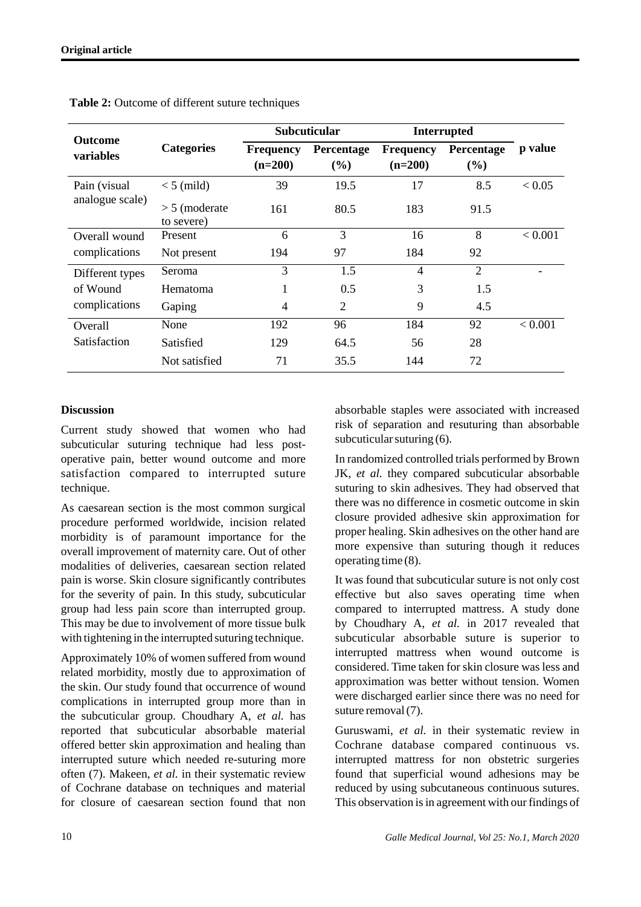**Table 2:** Outcome of different suture techniques

| Outcome variables | Categories | Subcuticular | | Interrupted | | p value |
|---|---|---|---|---|---|---|
| | | Frequency (n=200) | Percentage (%) | Frequency (n=200) | Percentage (%) | |
| Pain (visual analogue scale) | < 5 (mild) | 39 | 19.5 | 17 | 8.5 | < 0.05 |
| | > 5 (moderate to severe) | 161 | 80.5 | 183 | 91.5 | |
| Overall wound complications | Present | 6 | 3 | 16 | 8 | < 0.001 |
| | Not present | 194 | 97 | 184 | 92 | |
| Different types of Wound complications | Seroma | 3 | 1.5 | 4 | 2 | - |
| | Hematoma | 1 | 0.5 | 3 | 1.5 | |
| | Gaping | 4 | 2 | 9 | 4.5 | |
| | None | 192 | 96 | 184 | 92 | < 0.001 |
| Overall Satisfaction | Satisfied | 129 | 64.5 | 56 | 28 | |
| | Not satisfied | 71 | 35.5 | 144 | 72 | |

## Discussion

Current study showed that women who had subcuticular suturing technique had less post-operative pain, better wound outcome and more satisfaction compared to interrupted suture technique.

As caesarean section is the most common surgical procedure performed worldwide, incision related morbidity is of paramount importance for the overall improvement of maternity care. Out of other modalities of deliveries, caesarean section related pain is worse. Skin closure significantly contributes for the severity of pain. In this study, subcuticular group had less pain score than interrupted group. This may be due to involvement of more tissue bulk with tightening in the interrupted suturing technique.

Approximately 10% of women suffered from wound related morbidity, mostly due to approximation of the skin. Our study found that occurrence of wound complications in interrupted group more than in the subcuticular group. Choudhary A, *et al.* has reported that subcuticular absorbable material offered better skin approximation and healing than interrupted suture which needed re-suturing more often (7). Makeen, *et al.* in their systematic review of Cochrane database on techniques and material for closure of caesarean section found that non absorbable staples were associated with increased risk of separation and resuturing than absorbable subcuticular suturing (6).

In randomized controlled trials performed by Brown JK, *et al.* they compared subcuticular absorbable suturing to skin adhesives. They had observed that there was no difference in cosmetic outcome in skin closure provided adhesive skin approximation for proper healing. Skin adhesives on the other hand are more expensive than suturing though it reduces operating time (8).

It was found that subcuticular suture is not only cost effective but also saves operating time when compared to interrupted mattress. A study done by Choudhary A, *et al.* in 2017 revealed that subcuticular absorbable suture is superior to interrupted mattress when wound outcome is considered. Time taken for skin closure was less and approximation was better without tension. Women were discharged earlier since there was no need for suture removal (7).

Guruswami, *et al.* in their systematic review in Cochrane database compared continuous vs. interrupted mattress for non obstetric surgeries found that superficial wound adhesions may be reduced by using subcutaneous continuous sutures. This observation is in agreement with our findings of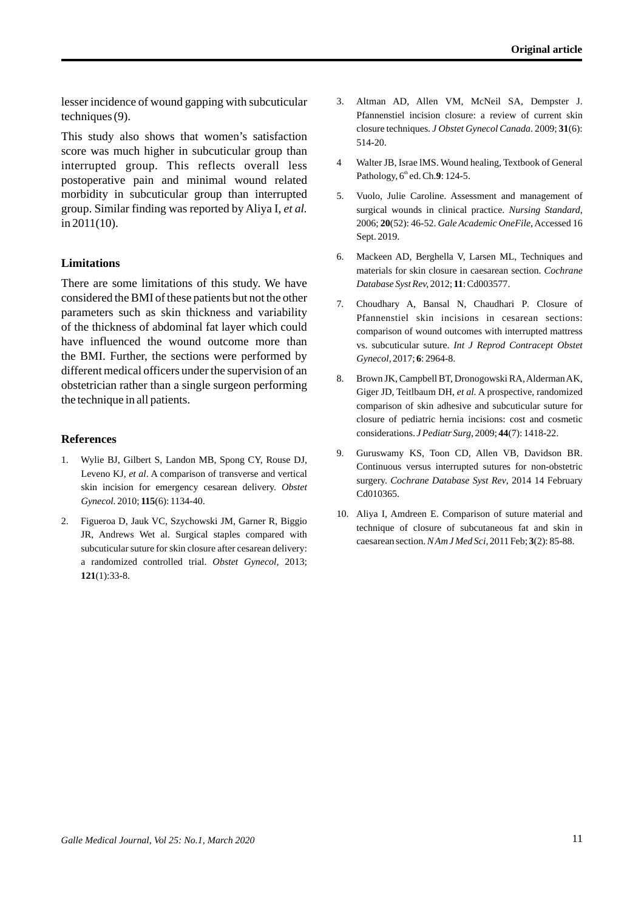lesser incidence of wound gapping with subcuticular techniques (9).

This study also shows that women's satisfaction score was much higher in subcuticular group than interrupted group. This reflects overall less postoperative pain and minimal wound related morbidity in subcuticular group than interrupted group. Similar finding was reported by Aliya I, *et al.* in 2011(10).

### Limitations

There are some limitations of this study. We have considered the BMI of these patients but not the other parameters such as skin thickness and variability of the thickness of abdominal fat layer which could have influenced the wound outcome more than the BMI. Further, the sections were performed by different medical officers under the supervision of an obstetrician rather than a single surgeon performing the technique in all patients.

### References

1. Wylie BJ, Gilbert S, Landon MB, Spong CY, Rouse DJ, Leveno KJ, *et al*. A comparison of transverse and vertical skin incision for emergency cesarean delivery. *Obstet Gynecol.* 2010; **115**(6): 1134-40.
2. Figueroa D, Jauk VC, Szychowski JM, Garner R, Biggio JR, Andrews Wet al. Surgical staples compared with subcuticular suture for skin closure after cesarean delivery: a randomized controlled trial. *Obstet Gynecol,* 2013; **121**(1):33-8.
3. Altman AD, Allen VM, McNeil SA, Dempster J. Pfannenstiel incision closure: a review of current skin closure techniques. *J Obstet Gynecol Canada*. 2009; **31**(6): 514-20.
4. Walter JB, Israe lMS. Wound healing, Textbook of General Pathology, 6th ed. Ch.**9**: 124-5.
5. Vuolo, Julie Caroline. Assessment and management of surgical wounds in clinical practice. *Nursing Standard*, 2006; **20**(52): 46-52. *Gale Academic OneFile*, Accessed 16 Sept. 2019.
6. Mackeen AD, Berghella V, Larsen ML, Techniques and materials for skin closure in caesarean section. *Cochrane Database Syst Rev*, 2012; **11**: Cd003577.
7. Choudhary A, Bansal N, Chaudhari P. Closure of Pfannenstiel skin incisions in cesarean sections: comparison of wound outcomes with interrupted mattress vs. subcuticular suture. *Int J Reprod Contracept Obstet Gynecol*, 2017; **6**: 2964-8.
8. Brown JK, Campbell BT, Dronogowski RA, Alderman AK, Giger JD, Teitlbaum DH, *et al.* A prospective, randomized comparison of skin adhesive and subcuticular suture for closure of pediatric hernia incisions: cost and cosmetic considerations. *J Pediatr Surg*, 2009; **44**(7): 1418-22.
9. Guruswamy KS, Toon CD, Allen VB, Davidson BR. Continuous versus interrupted sutures for non-obstetric surgery. *Cochrane Database Syst Rev*, 2014 14 February Cd010365.
10. Aliya I, Amdreen E. Comparison of suture material and technique of closure of subcutaneous fat and skin in caesarean section. *N Am J Med Sci*, 2011 Feb; **3**(2): 85-88.